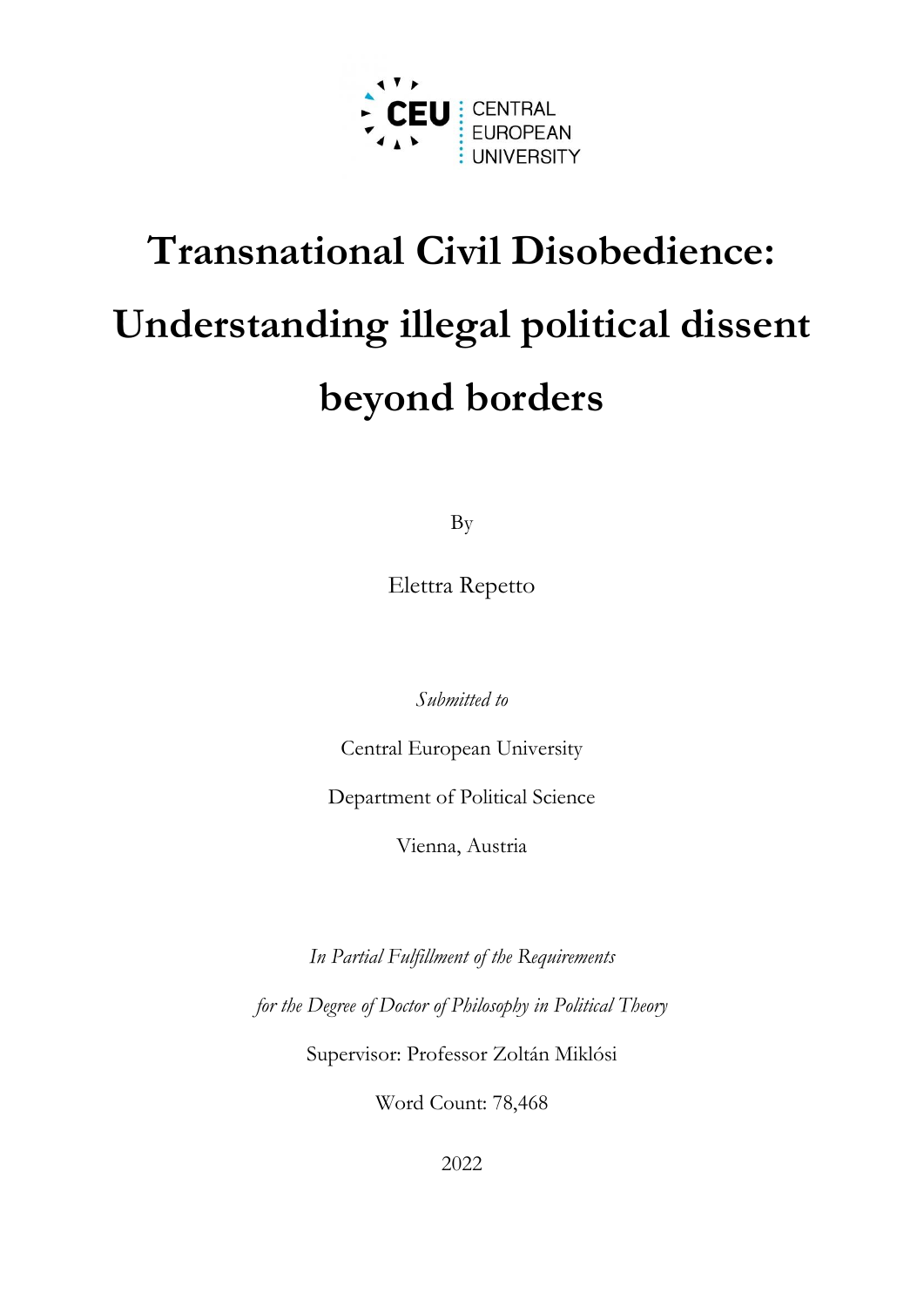CEU | CENTRAL EUROPEAN UNIVERSITY

# Transnational Civil Disobedience: Understanding illegal political dissent beyond borders

By

Elettra Repetto

*Submitted to*

Central European University

Department of Political Science

Vienna, Austria

*In Partial Fulfillment of the Requirements*

*for the Degree of Doctor of Philosophy in Political Theory*

Supervisor: Professor Zoltán Miklósi

Word Count: 78,468

2022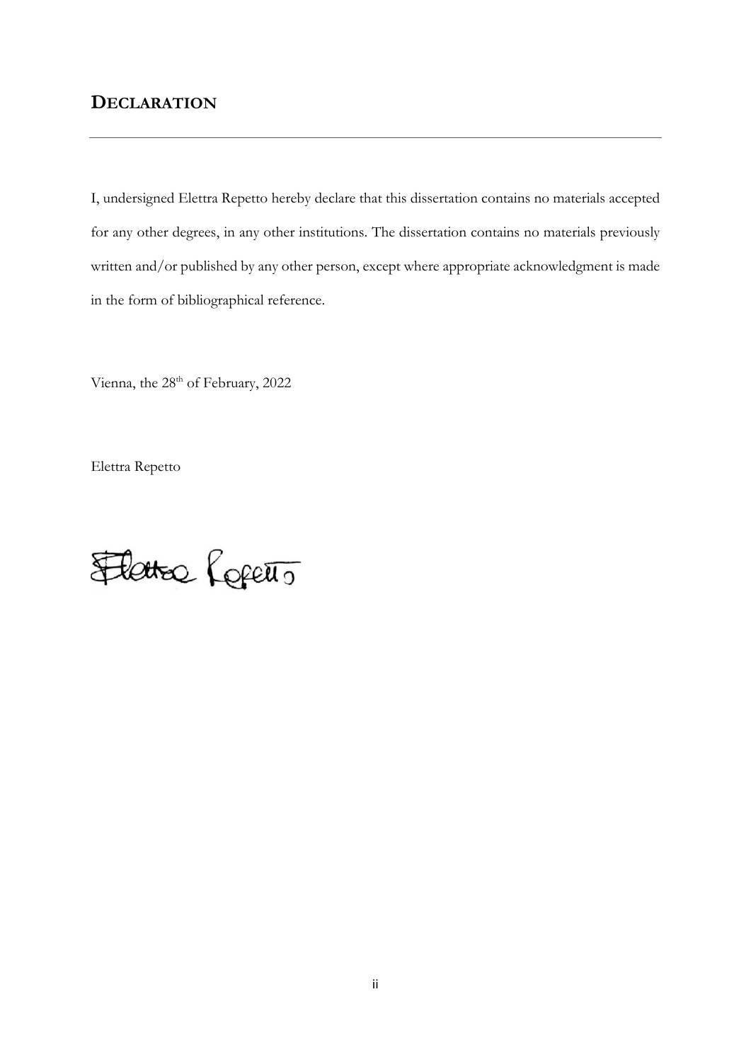## DECLARATION

I, undersigned Elettra Repetto hereby declare that this dissertation contains no materials accepted for any other degrees, in any other institutions. The dissertation contains no materials previously written and/or published by any other person, except where appropriate acknowledgment is made in the form of bibliographical reference.

Vienna, the 28th of February, 2022

Elettra Repetto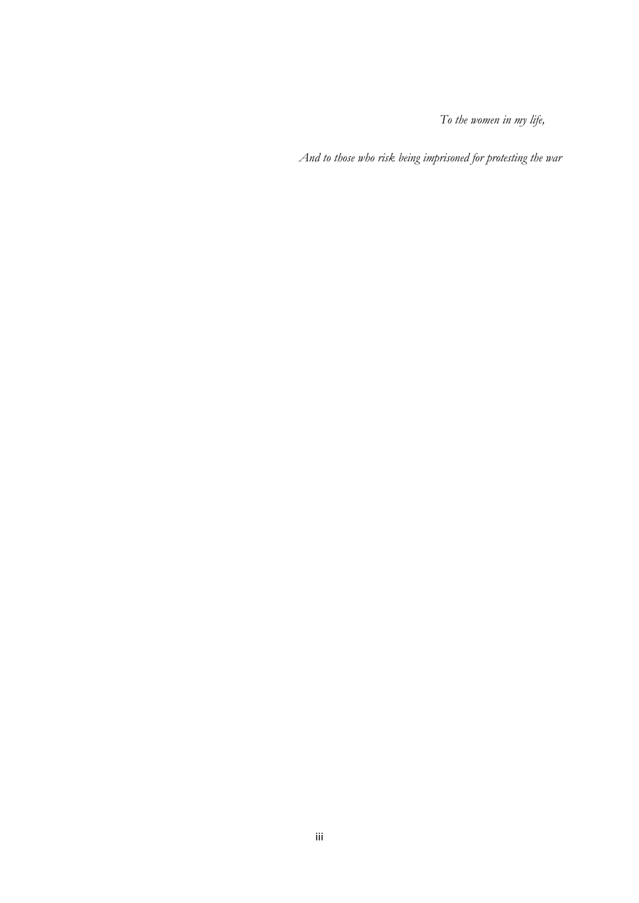*To the women in my life,*

*And to those who risk being imprisoned for protesting the war*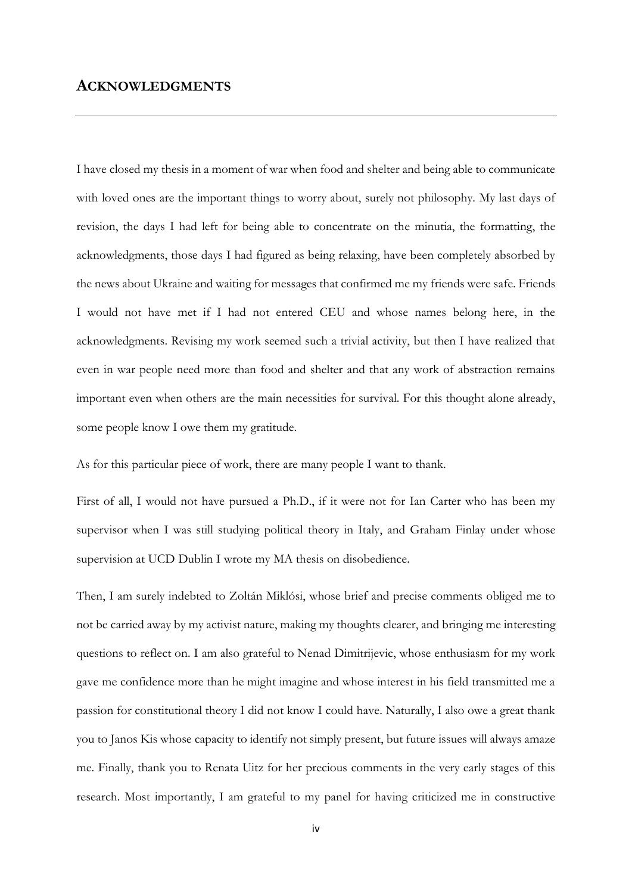## ACKNOWLEDGMENTS

I have closed my thesis in a moment of war when food and shelter and being able to communicate with loved ones are the important things to worry about, surely not philosophy. My last days of revision, the days I had left for being able to concentrate on the minutia, the formatting, the acknowledgments, those days I had figured as being relaxing, have been completely absorbed by the news about Ukraine and waiting for messages that confirmed me my friends were safe. Friends I would not have met if I had not entered CEU and whose names belong here, in the acknowledgments. Revising my work seemed such a trivial activity, but then I have realized that even in war people need more than food and shelter and that any work of abstraction remains important even when others are the main necessities for survival. For this thought alone already, some people know I owe them my gratitude.

As for this particular piece of work, there are many people I want to thank.

First of all, I would not have pursued a Ph.D., if it were not for Ian Carter who has been my supervisor when I was still studying political theory in Italy, and Graham Finlay under whose supervision at UCD Dublin I wrote my MA thesis on disobedience.

Then, I am surely indebted to Zoltán Miklósi, whose brief and precise comments obliged me to not be carried away by my activist nature, making my thoughts clearer, and bringing me interesting questions to reflect on. I am also grateful to Nenad Dimitrijevic, whose enthusiasm for my work gave me confidence more than he might imagine and whose interest in his field transmitted me a passion for constitutional theory I did not know I could have. Naturally, I also owe a great thank you to Janos Kis whose capacity to identify not simply present, but future issues will always amaze me. Finally, thank you to Renata Uitz for her precious comments in the very early stages of this research. Most importantly, I am grateful to my panel for having criticized me in constructive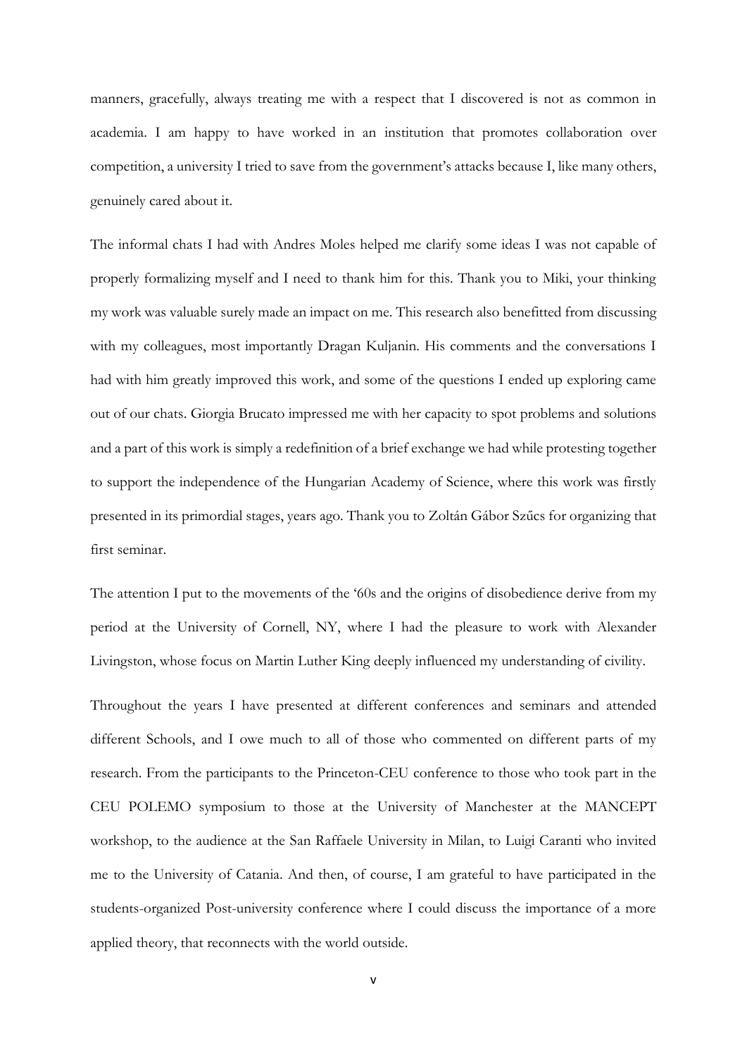manners, gracefully, always treating me with a respect that I discovered is not as common in academia. I am happy to have worked in an institution that promotes collaboration over competition, a university I tried to save from the government's attacks because I, like many others, genuinely cared about it.

The informal chats I had with Andres Moles helped me clarify some ideas I was not capable of properly formalizing myself and I need to thank him for this. Thank you to Miki, your thinking my work was valuable surely made an impact on me. This research also benefitted from discussing with my colleagues, most importantly Dragan Kuljanin. His comments and the conversations I had with him greatly improved this work, and some of the questions I ended up exploring came out of our chats. Giorgia Brucato impressed me with her capacity to spot problems and solutions and a part of this work is simply a redefinition of a brief exchange we had while protesting together to support the independence of the Hungarian Academy of Science, where this work was firstly presented in its primordial stages, years ago. Thank you to Zoltán Gábor Szűcs for organizing that first seminar.

The attention I put to the movements of the '60s and the origins of disobedience derive from my period at the University of Cornell, NY, where I had the pleasure to work with Alexander Livingston, whose focus on Martin Luther King deeply influenced my understanding of civility.

Throughout the years I have presented at different conferences and seminars and attended different Schools, and I owe much to all of those who commented on different parts of my research. From the participants to the Princeton-CEU conference to those who took part in the CEU POLEMO symposium to those at the University of Manchester at the MANCEPT workshop, to the audience at the San Raffaele University in Milan, to Luigi Caranti who invited me to the University of Catania. And then, of course, I am grateful to have participated in the students-organized Post-university conference where I could discuss the importance of a more applied theory, that reconnects with the world outside.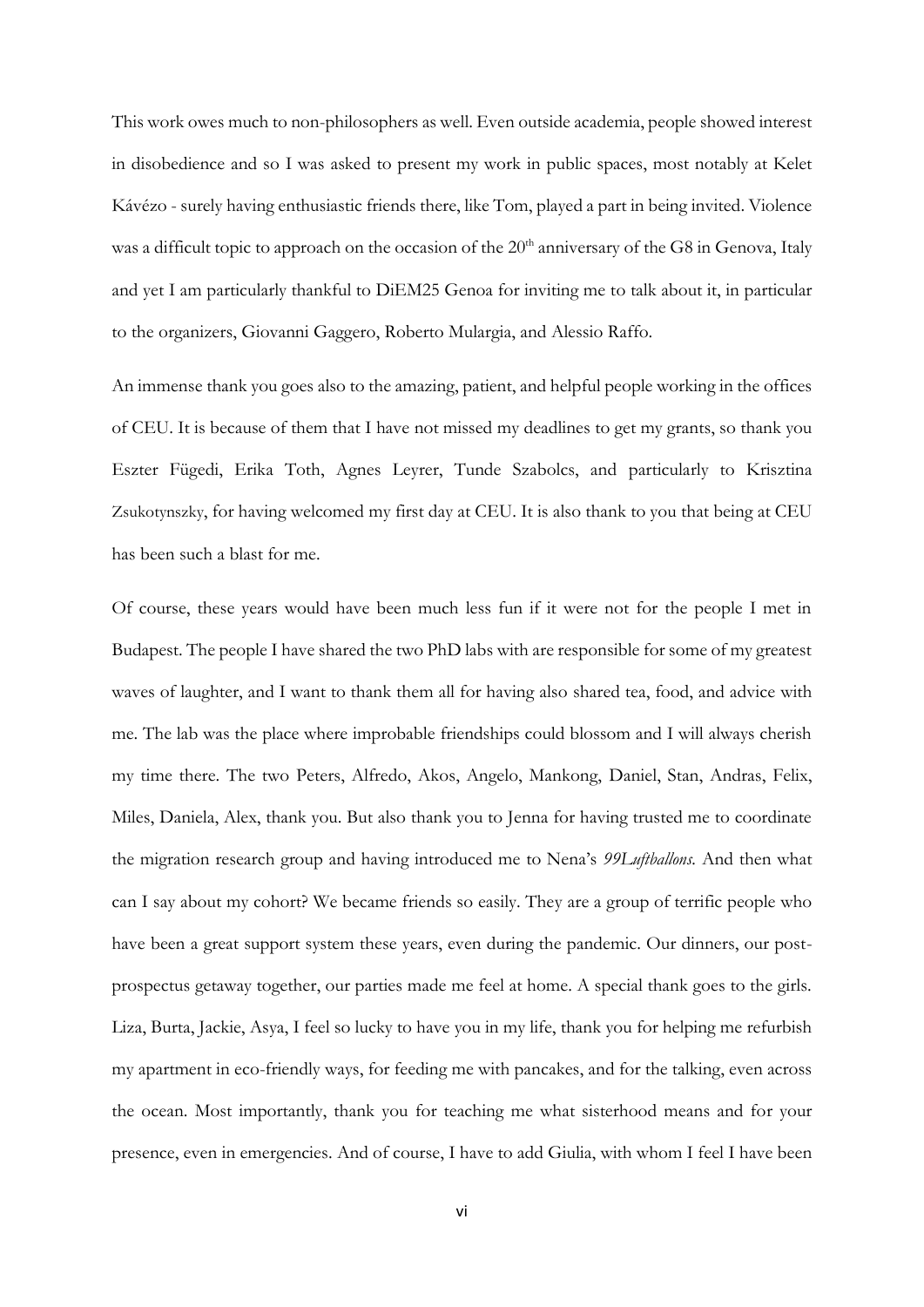This work owes much to non-philosophers as well. Even outside academia, people showed interest in disobedience and so I was asked to present my work in public spaces, most notably at Kelet Kávézo - surely having enthusiastic friends there, like Tom, played a part in being invited. Violence was a difficult topic to approach on the occasion of the 20th anniversary of the G8 in Genova, Italy and yet I am particularly thankful to DiEM25 Genoa for inviting me to talk about it, in particular to the organizers, Giovanni Gaggero, Roberto Mulargia, and Alessio Raffo.

An immense thank you goes also to the amazing, patient, and helpful people working in the offices of CEU. It is because of them that I have not missed my deadlines to get my grants, so thank you Eszter Fügedi, Erika Toth, Agnes Leyrer, Tunde Szabolcs, and particularly to Krisztina Zsukotynszky, for having welcomed my first day at CEU. It is also thank to you that being at CEU has been such a blast for me.

Of course, these years would have been much less fun if it were not for the people I met in Budapest. The people I have shared the two PhD labs with are responsible for some of my greatest waves of laughter, and I want to thank them all for having also shared tea, food, and advice with me. The lab was the place where improbable friendships could blossom and I will always cherish my time there. The two Peters, Alfredo, Akos, Angelo, Mankong, Daniel, Stan, Andras, Felix, Miles, Daniela, Alex, thank you. But also thank you to Jenna for having trusted me to coordinate the migration research group and having introduced me to Nena's *99Luftballons*. And then what can I say about my cohort? We became friends so easily. They are a group of terrific people who have been a great support system these years, even during the pandemic. Our dinners, our post-prospectus getaway together, our parties made me feel at home. A special thank goes to the girls. Liza, Burta, Jackie, Asya, I feel so lucky to have you in my life, thank you for helping me refurbish my apartment in eco-friendly ways, for feeding me with pancakes, and for the talking, even across the ocean. Most importantly, thank you for teaching me what sisterhood means and for your presence, even in emergencies. And of course, I have to add Giulia, with whom I feel I have been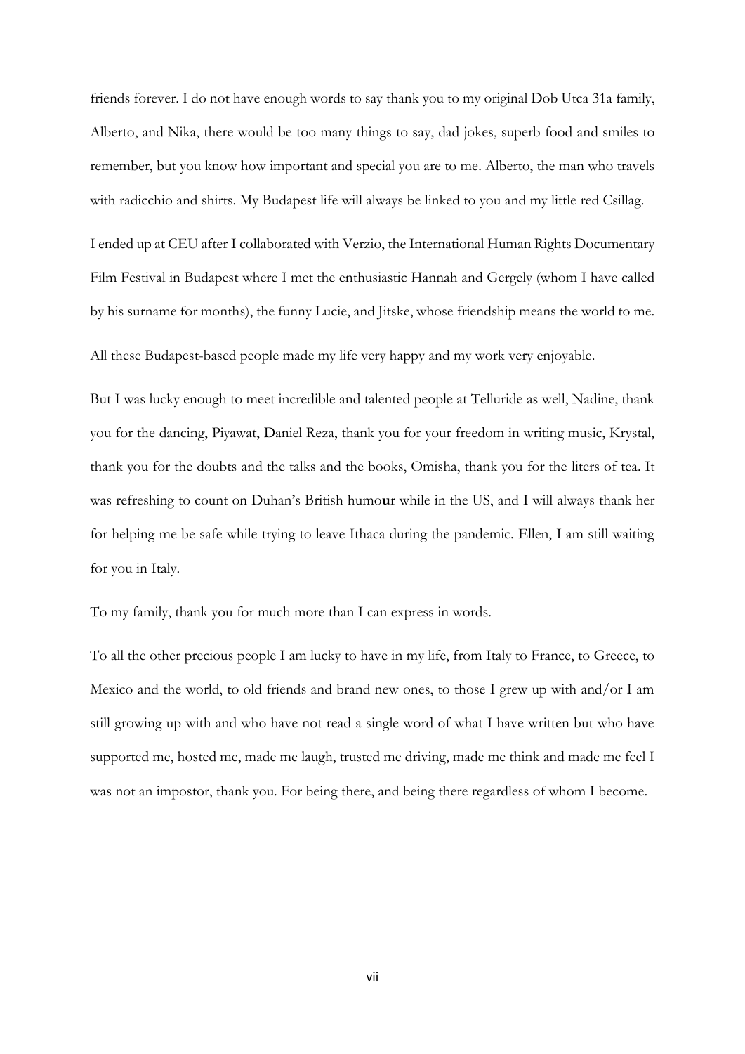friends forever. I do not have enough words to say thank you to my original Dob Utca 31a family, Alberto, and Nika, there would be too many things to say, dad jokes, superb food and smiles to remember, but you know how important and special you are to me. Alberto, the man who travels with radicchio and shirts. My Budapest life will always be linked to you and my little red Csillag.

I ended up at CEU after I collaborated with Verzio, the International Human Rights Documentary Film Festival in Budapest where I met the enthusiastic Hannah and Gergely (whom I have called by his surname for months), the funny Lucie, and Jitske, whose friendship means the world to me.

All these Budapest-based people made my life very happy and my work very enjoyable.

But I was lucky enough to meet incredible and talented people at Telluride as well, Nadine, thank you for the dancing, Piyawat, Daniel Reza, thank you for your freedom in writing music, Krystal, thank you for the doubts and the talks and the books, Omisha, thank you for the liters of tea. It was refreshing to count on Duhan's British humo**u**r while in the US, and I will always thank her for helping me be safe while trying to leave Ithaca during the pandemic. Ellen, I am still waiting for you in Italy.

To my family, thank you for much more than I can express in words.

To all the other precious people I am lucky to have in my life, from Italy to France, to Greece, to Mexico and the world, to old friends and brand new ones, to those I grew up with and/or I am still growing up with and who have not read a single word of what I have written but who have supported me, hosted me, made me laugh, trusted me driving, made me think and made me feel I was not an impostor, thank you. For being there, and being there regardless of whom I become.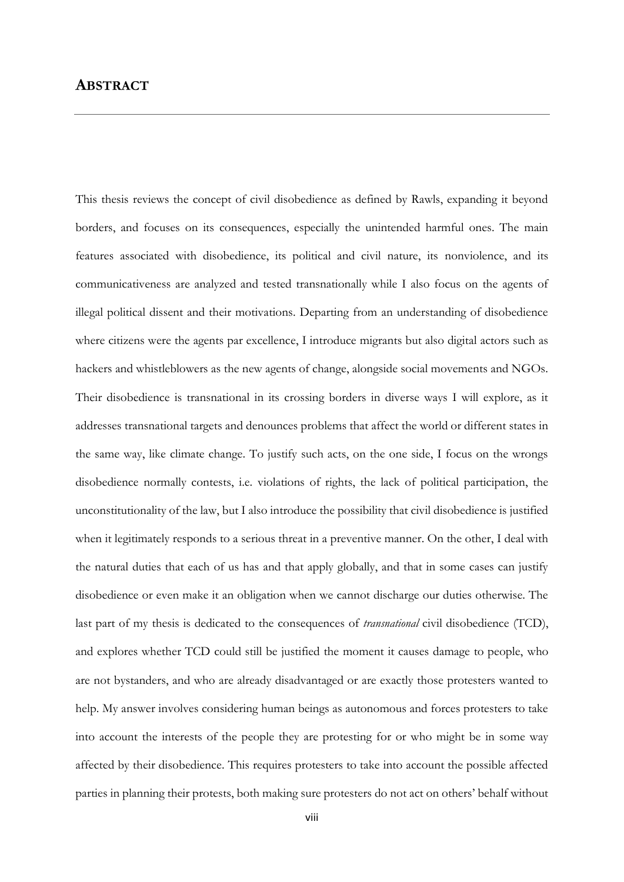# ABSTRACT

This thesis reviews the concept of civil disobedience as defined by Rawls, expanding it beyond borders, and focuses on its consequences, especially the unintended harmful ones. The main features associated with disobedience, its political and civil nature, its nonviolence, and its communicativeness are analyzed and tested transnationally while I also focus on the agents of illegal political dissent and their motivations. Departing from an understanding of disobedience where citizens were the agents par excellence, I introduce migrants but also digital actors such as hackers and whistleblowers as the new agents of change, alongside social movements and NGOs. Their disobedience is transnational in its crossing borders in diverse ways I will explore, as it addresses transnational targets and denounces problems that affect the world or different states in the same way, like climate change. To justify such acts, on the one side, I focus on the wrongs disobedience normally contests, i.e. violations of rights, the lack of political participation, the unconstitutionality of the law, but I also introduce the possibility that civil disobedience is justified when it legitimately responds to a serious threat in a preventive manner. On the other, I deal with the natural duties that each of us has and that apply globally, and that in some cases can justify disobedience or even make it an obligation when we cannot discharge our duties otherwise. The last part of my thesis is dedicated to the consequences of *transnational* civil disobedience (TCD), and explores whether TCD could still be justified the moment it causes damage to people, who are not bystanders, and who are already disadvantaged or are exactly those protesters wanted to help. My answer involves considering human beings as autonomous and forces protesters to take into account the interests of the people they are protesting for or who might be in some way affected by their disobedience. This requires protesters to take into account the possible affected parties in planning their protests, both making sure protesters do not act on others' behalf without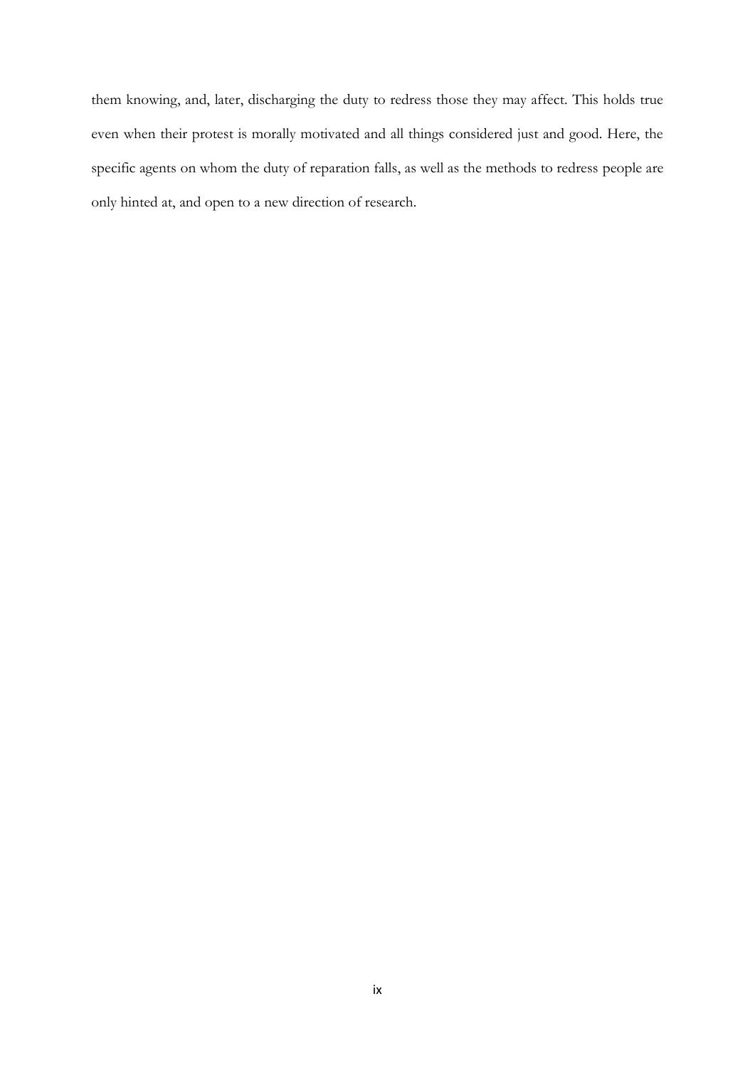them knowing, and, later, discharging the duty to redress those they may affect. This holds true even when their protest is morally motivated and all things considered just and good. Here, the specific agents on whom the duty of reparation falls, as well as the methods to redress people are only hinted at, and open to a new direction of research.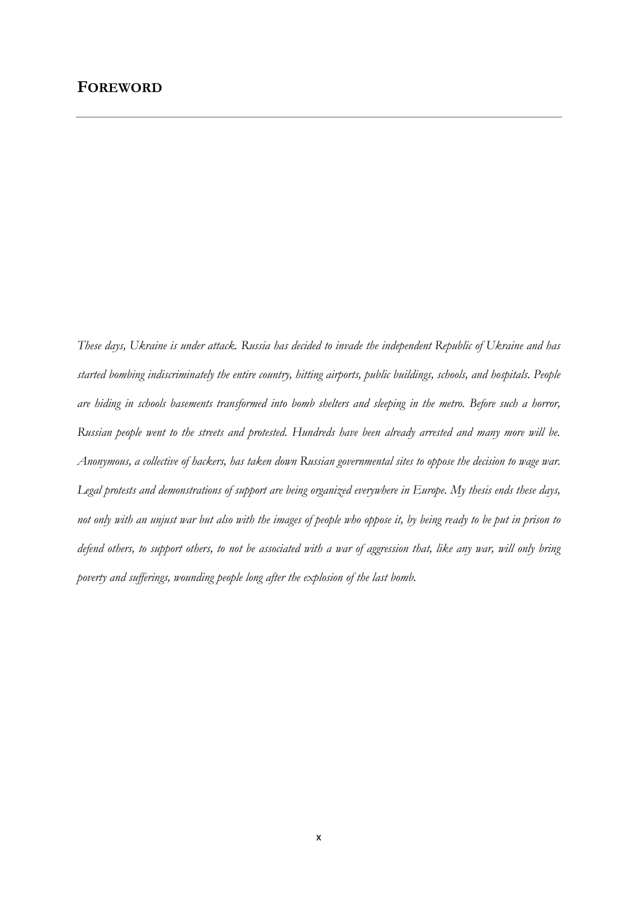## FOREWORD

*These days, Ukraine is under attack. Russia has decided to invade the independent Republic of Ukraine and has started bombing indiscriminately the entire country, hitting airports, public buildings, schools, and hospitals. People are hiding in schools basements transformed into bomb shelters and sleeping in the metro. Before such a horror, Russian people went to the streets and protested. Hundreds have been already arrested and many more will be. Anonymous, a collective of hackers, has taken down Russian governmental sites to oppose the decision to wage war. Legal protests and demonstrations of support are being organized everywhere in Europe. My thesis ends these days, not only with an unjust war but also with the images of people who oppose it, by being ready to be put in prison to defend others, to support others, to not be associated with a war of aggression that, like any war, will only bring poverty and sufferings, wounding people long after the explosion of the last bomb.*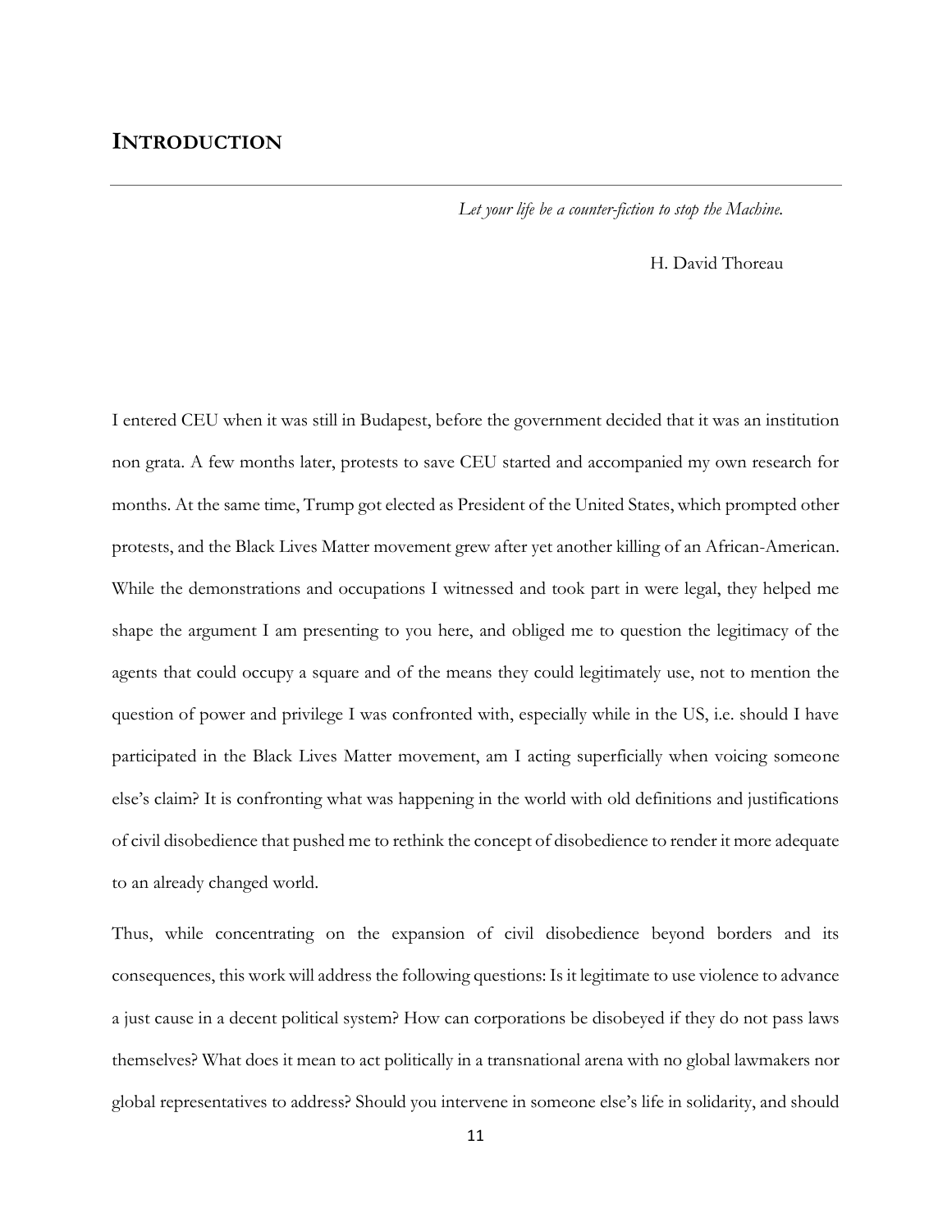# INTRODUCTION

*Let your life be a counter-fiction to stop the Machine.*

H. David Thoreau

I entered CEU when it was still in Budapest, before the government decided that it was an institution non grata. A few months later, protests to save CEU started and accompanied my own research for months. At the same time, Trump got elected as President of the United States, which prompted other protests, and the Black Lives Matter movement grew after yet another killing of an African-American. While the demonstrations and occupations I witnessed and took part in were legal, they helped me shape the argument I am presenting to you here, and obliged me to question the legitimacy of the agents that could occupy a square and of the means they could legitimately use, not to mention the question of power and privilege I was confronted with, especially while in the US, i.e. should I have participated in the Black Lives Matter movement, am I acting superficially when voicing someone else's claim? It is confronting what was happening in the world with old definitions and justifications of civil disobedience that pushed me to rethink the concept of disobedience to render it more adequate to an already changed world.

Thus, while concentrating on the expansion of civil disobedience beyond borders and its consequences, this work will address the following questions: Is it legitimate to use violence to advance a just cause in a decent political system? How can corporations be disobeyed if they do not pass laws themselves? What does it mean to act politically in a transnational arena with no global lawmakers nor global representatives to address? Should you intervene in someone else's life in solidarity, and should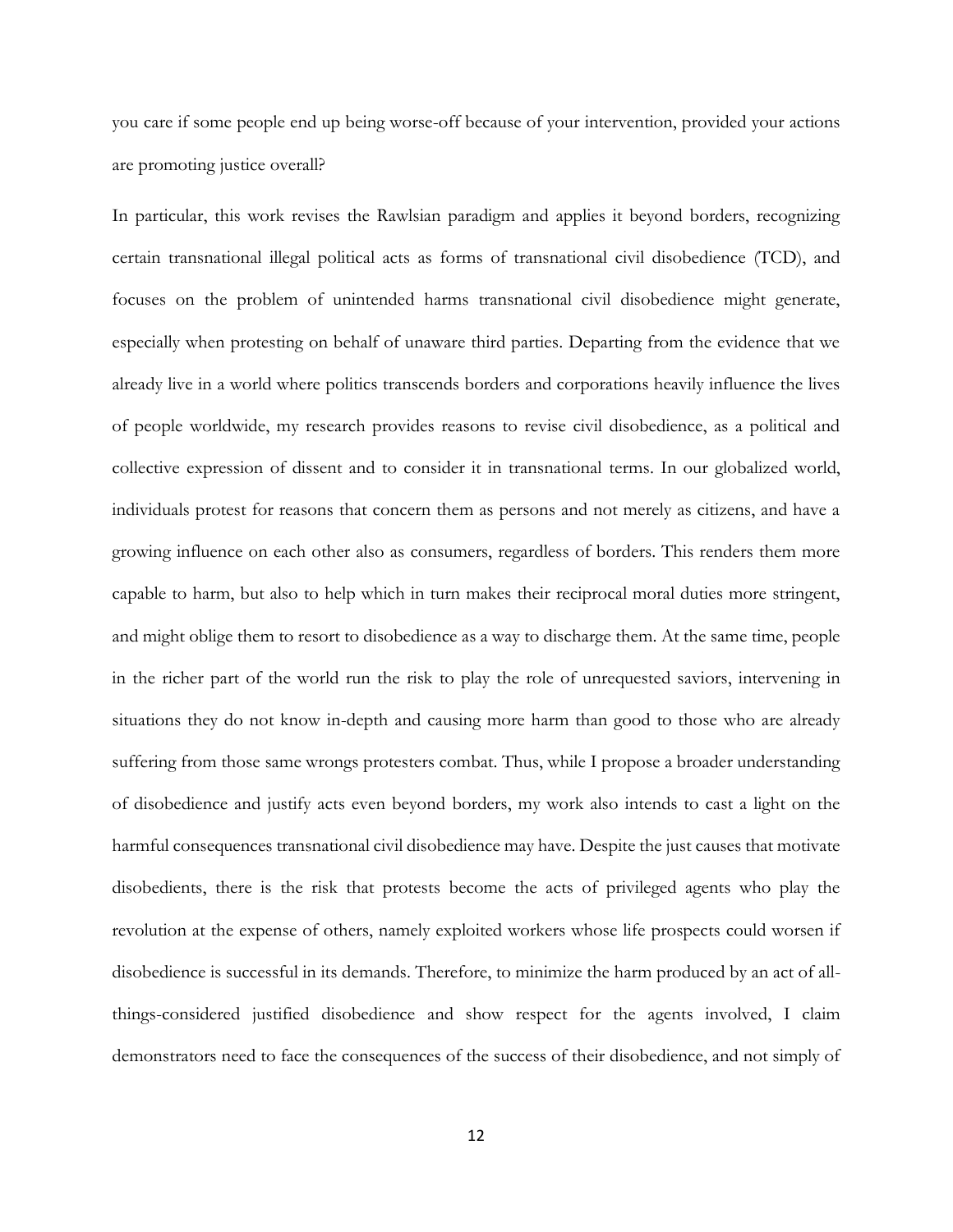you care if some people end up being worse-off because of your intervention, provided your actions are promoting justice overall?

In particular, this work revises the Rawlsian paradigm and applies it beyond borders, recognizing certain transnational illegal political acts as forms of transnational civil disobedience (TCD), and focuses on the problem of unintended harms transnational civil disobedience might generate, especially when protesting on behalf of unaware third parties. Departing from the evidence that we already live in a world where politics transcends borders and corporations heavily influence the lives of people worldwide, my research provides reasons to revise civil disobedience, as a political and collective expression of dissent and to consider it in transnational terms. In our globalized world, individuals protest for reasons that concern them as persons and not merely as citizens, and have a growing influence on each other also as consumers, regardless of borders. This renders them more capable to harm, but also to help which in turn makes their reciprocal moral duties more stringent, and might oblige them to resort to disobedience as a way to discharge them. At the same time, people in the richer part of the world run the risk to play the role of unrequested saviors, intervening in situations they do not know in-depth and causing more harm than good to those who are already suffering from those same wrongs protesters combat. Thus, while I propose a broader understanding of disobedience and justify acts even beyond borders, my work also intends to cast a light on the harmful consequences transnational civil disobedience may have. Despite the just causes that motivate disobedients, there is the risk that protests become the acts of privileged agents who play the revolution at the expense of others, namely exploited workers whose life prospects could worsen if disobedience is successful in its demands. Therefore, to minimize the harm produced by an act of all-things-considered justified disobedience and show respect for the agents involved, I claim demonstrators need to face the consequences of the success of their disobedience, and not simply of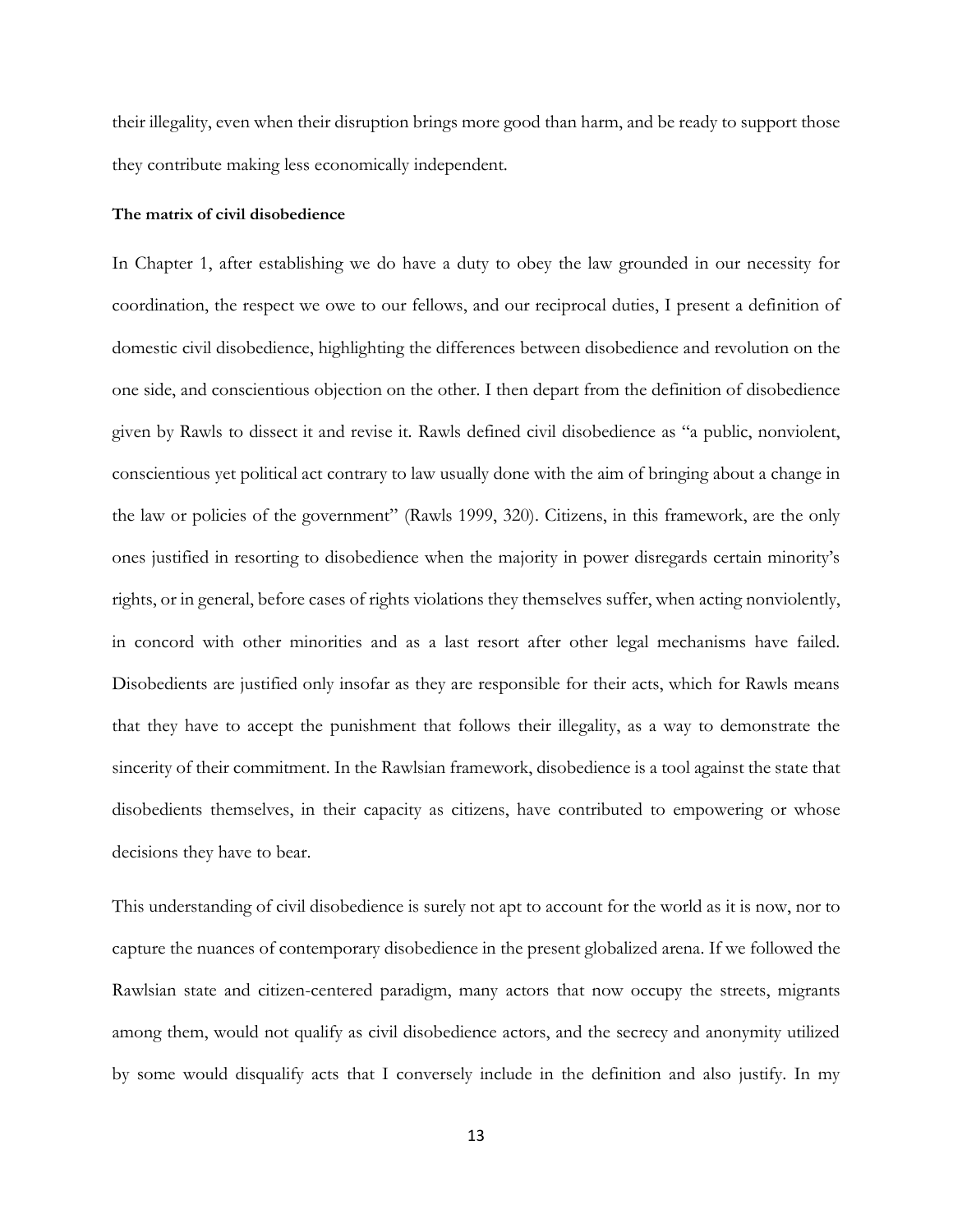their illegality, even when their disruption brings more good than harm, and be ready to support those they contribute making less economically independent.

**The matrix of civil disobedience**

In Chapter 1, after establishing we do have a duty to obey the law grounded in our necessity for coordination, the respect we owe to our fellows, and our reciprocal duties, I present a definition of domestic civil disobedience, highlighting the differences between disobedience and revolution on the one side, and conscientious objection on the other. I then depart from the definition of disobedience given by Rawls to dissect it and revise it. Rawls defined civil disobedience as "a public, nonviolent, conscientious yet political act contrary to law usually done with the aim of bringing about a change in the law or policies of the government" (Rawls 1999, 320). Citizens, in this framework, are the only ones justified in resorting to disobedience when the majority in power disregards certain minority's rights, or in general, before cases of rights violations they themselves suffer, when acting nonviolently, in concord with other minorities and as a last resort after other legal mechanisms have failed. Disobedients are justified only insofar as they are responsible for their acts, which for Rawls means that they have to accept the punishment that follows their illegality, as a way to demonstrate the sincerity of their commitment. In the Rawlsian framework, disobedience is a tool against the state that disobedients themselves, in their capacity as citizens, have contributed to empowering or whose decisions they have to bear.

This understanding of civil disobedience is surely not apt to account for the world as it is now, nor to capture the nuances of contemporary disobedience in the present globalized arena. If we followed the Rawlsian state and citizen-centered paradigm, many actors that now occupy the streets, migrants among them, would not qualify as civil disobedience actors, and the secrecy and anonymity utilized by some would disqualify acts that I conversely include in the definition and also justify. In my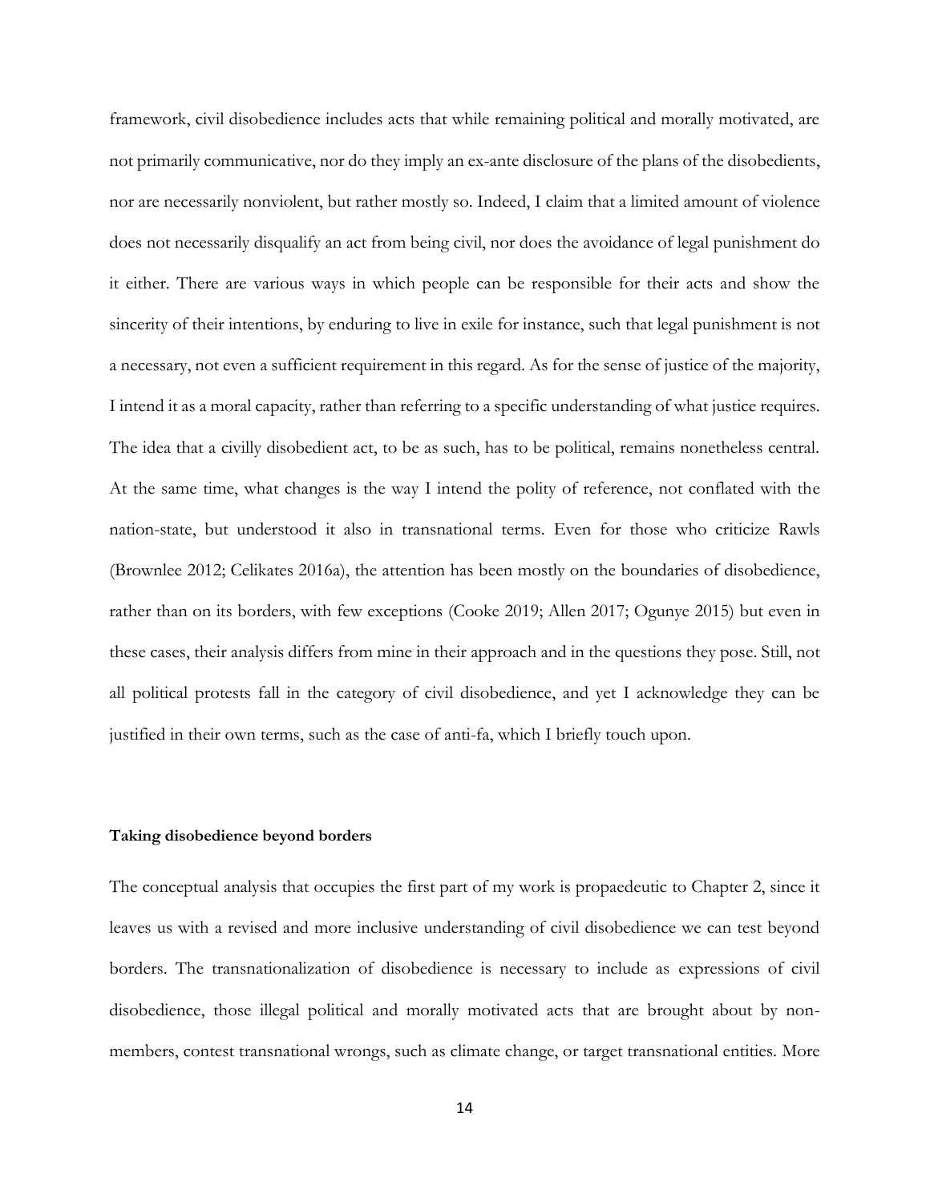framework, civil disobedience includes acts that while remaining political and morally motivated, are not primarily communicative, nor do they imply an ex-ante disclosure of the plans of the disobedients, nor are necessarily nonviolent, but rather mostly so. Indeed, I claim that a limited amount of violence does not necessarily disqualify an act from being civil, nor does the avoidance of legal punishment do it either. There are various ways in which people can be responsible for their acts and show the sincerity of their intentions, by enduring to live in exile for instance, such that legal punishment is not a necessary, not even a sufficient requirement in this regard. As for the sense of justice of the majority, I intend it as a moral capacity, rather than referring to a specific understanding of what justice requires. The idea that a civilly disobedient act, to be as such, has to be political, remains nonetheless central. At the same time, what changes is the way I intend the polity of reference, not conflated with the nation-state, but understood it also in transnational terms. Even for those who criticize Rawls (Brownlee 2012; Celikates 2016a), the attention has been mostly on the boundaries of disobedience, rather than on its borders, with few exceptions (Cooke 2019; Allen 2017; Ogunye 2015) but even in these cases, their analysis differs from mine in their approach and in the questions they pose. Still, not all political protests fall in the category of civil disobedience, and yet I acknowledge they can be justified in their own terms, such as the case of anti-fa, which I briefly touch upon.

**Taking disobedience beyond borders**

The conceptual analysis that occupies the first part of my work is propaedeutic to Chapter 2, since it leaves us with a revised and more inclusive understanding of civil disobedience we can test beyond borders. The transnationalization of disobedience is necessary to include as expressions of civil disobedience, those illegal political and morally motivated acts that are brought about by non-members, contest transnational wrongs, such as climate change, or target transnational entities. More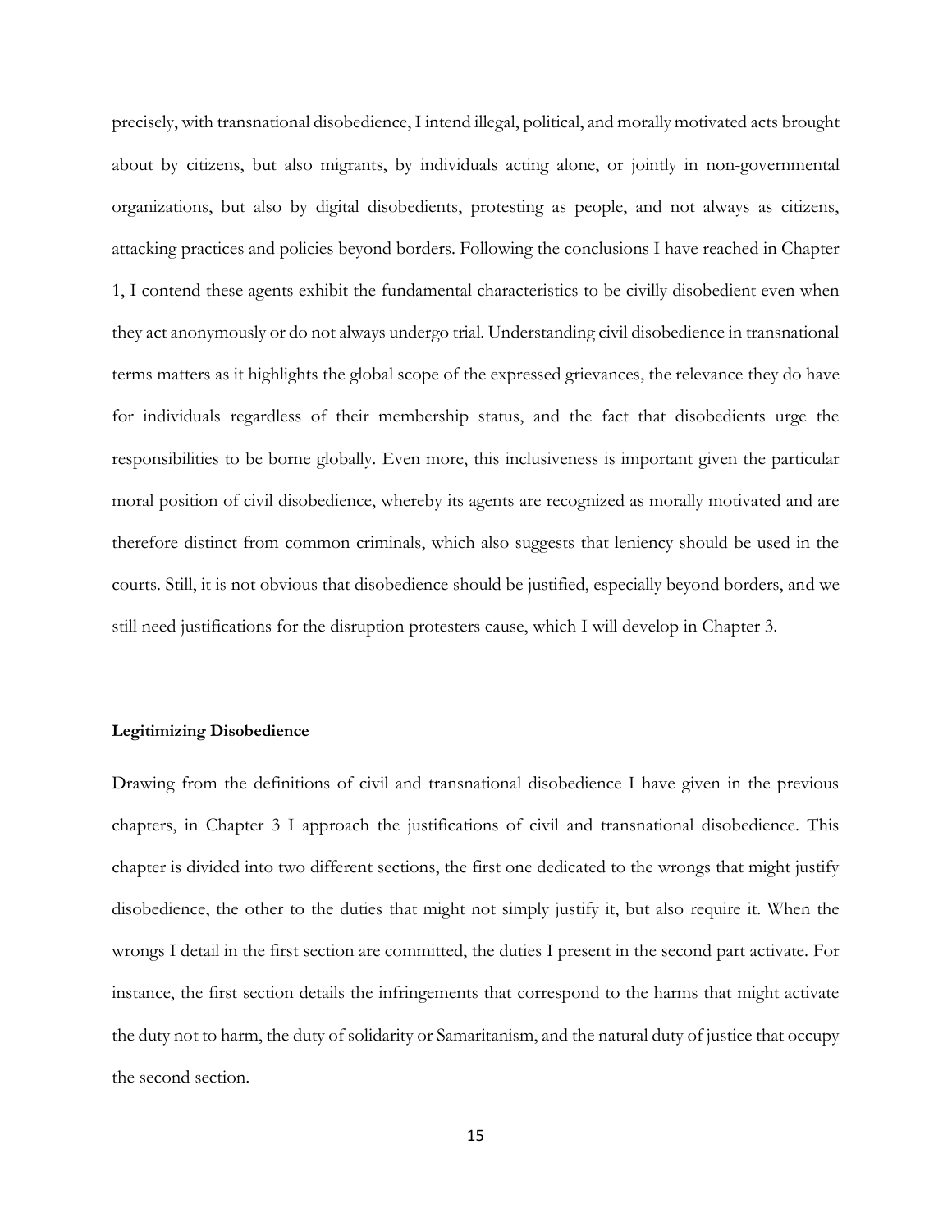precisely, with transnational disobedience, I intend illegal, political, and morally motivated acts brought about by citizens, but also migrants, by individuals acting alone, or jointly in non-governmental organizations, but also by digital disobedients, protesting as people, and not always as citizens, attacking practices and policies beyond borders. Following the conclusions I have reached in Chapter 1, I contend these agents exhibit the fundamental characteristics to be civilly disobedient even when they act anonymously or do not always undergo trial. Understanding civil disobedience in transnational terms matters as it highlights the global scope of the expressed grievances, the relevance they do have for individuals regardless of their membership status, and the fact that disobedients urge the responsibilities to be borne globally. Even more, this inclusiveness is important given the particular moral position of civil disobedience, whereby its agents are recognized as morally motivated and are therefore distinct from common criminals, which also suggests that leniency should be used in the courts. Still, it is not obvious that disobedience should be justified, especially beyond borders, and we still need justifications for the disruption protesters cause, which I will develop in Chapter 3.

**Legitimizing Disobedience**

Drawing from the definitions of civil and transnational disobedience I have given in the previous chapters, in Chapter 3 I approach the justifications of civil and transnational disobedience. This chapter is divided into two different sections, the first one dedicated to the wrongs that might justify disobedience, the other to the duties that might not simply justify it, but also require it. When the wrongs I detail in the first section are committed, the duties I present in the second part activate. For instance, the first section details the infringements that correspond to the harms that might activate the duty not to harm, the duty of solidarity or Samaritanism, and the natural duty of justice that occupy the second section.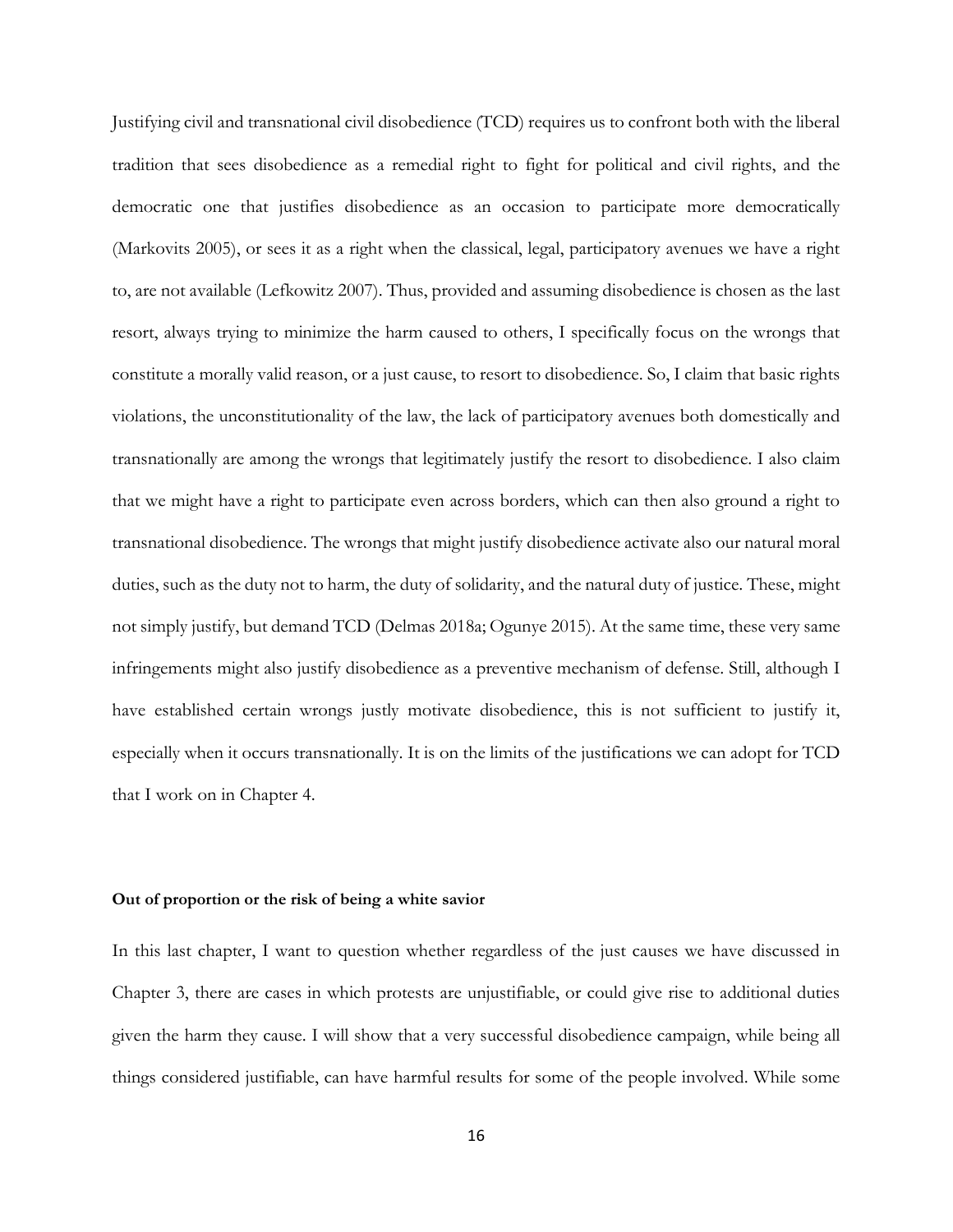Justifying civil and transnational civil disobedience (TCD) requires us to confront both with the liberal tradition that sees disobedience as a remedial right to fight for political and civil rights, and the democratic one that justifies disobedience as an occasion to participate more democratically (Markovits 2005), or sees it as a right when the classical, legal, participatory avenues we have a right to, are not available (Lefkowitz 2007). Thus, provided and assuming disobedience is chosen as the last resort, always trying to minimize the harm caused to others, I specifically focus on the wrongs that constitute a morally valid reason, or a just cause, to resort to disobedience. So, I claim that basic rights violations, the unconstitutionality of the law, the lack of participatory avenues both domestically and transnationally are among the wrongs that legitimately justify the resort to disobedience. I also claim that we might have a right to participate even across borders, which can then also ground a right to transnational disobedience. The wrongs that might justify disobedience activate also our natural moral duties, such as the duty not to harm, the duty of solidarity, and the natural duty of justice. These, might not simply justify, but demand TCD (Delmas 2018a; Ogunye 2015). At the same time, these very same infringements might also justify disobedience as a preventive mechanism of defense. Still, although I have established certain wrongs justly motivate disobedience, this is not sufficient to justify it, especially when it occurs transnationally. It is on the limits of the justifications we can adopt for TCD that I work on in Chapter 4.

**Out of proportion or the risk of being a white savior**

In this last chapter, I want to question whether regardless of the just causes we have discussed in Chapter 3, there are cases in which protests are unjustifiable, or could give rise to additional duties given the harm they cause. I will show that a very successful disobedience campaign, while being all things considered justifiable, can have harmful results for some of the people involved. While some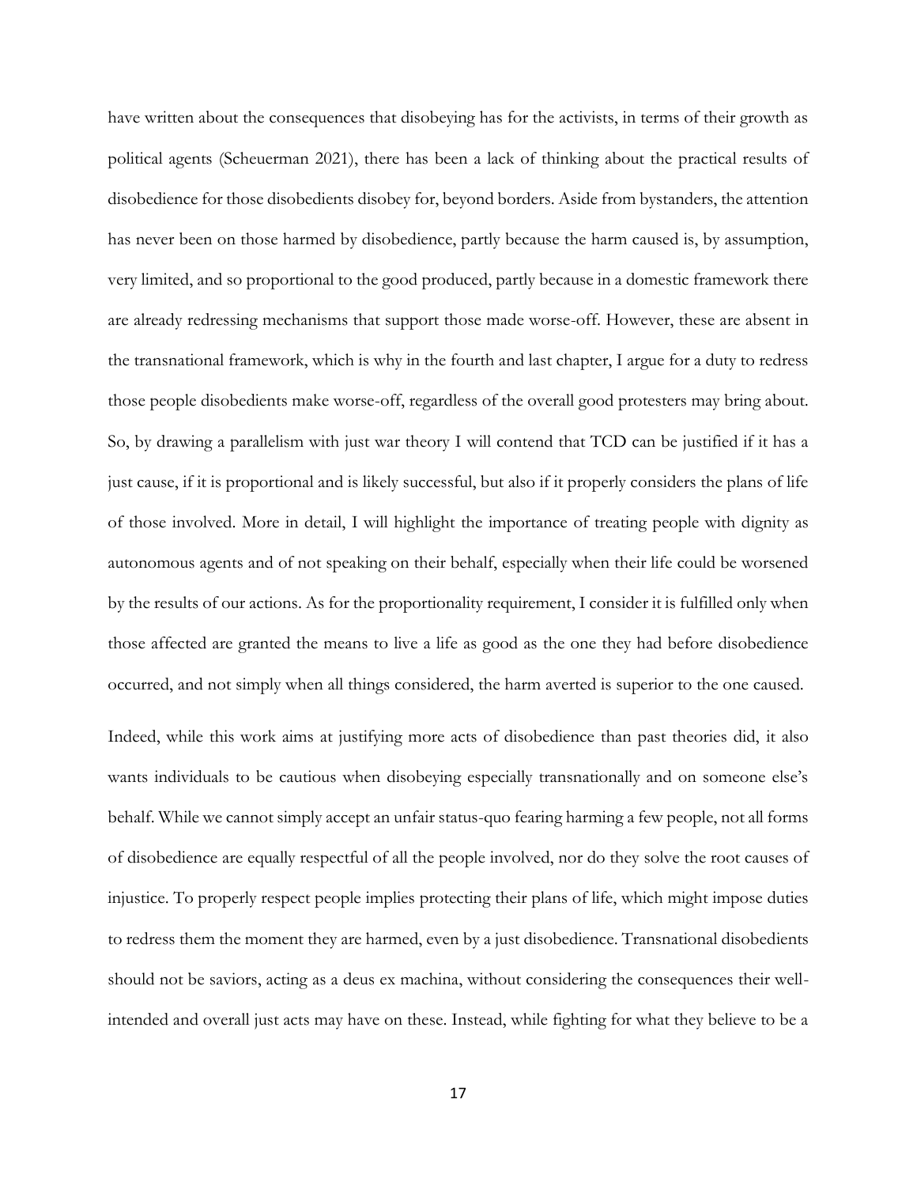have written about the consequences that disobeying has for the activists, in terms of their growth as political agents (Scheuerman 2021), there has been a lack of thinking about the practical results of disobedience for those disobedients disobey for, beyond borders. Aside from bystanders, the attention has never been on those harmed by disobedience, partly because the harm caused is, by assumption, very limited, and so proportional to the good produced, partly because in a domestic framework there are already redressing mechanisms that support those made worse-off. However, these are absent in the transnational framework, which is why in the fourth and last chapter, I argue for a duty to redress those people disobedients make worse-off, regardless of the overall good protesters may bring about. So, by drawing a parallelism with just war theory I will contend that TCD can be justified if it has a just cause, if it is proportional and is likely successful, but also if it properly considers the plans of life of those involved. More in detail, I will highlight the importance of treating people with dignity as autonomous agents and of not speaking on their behalf, especially when their life could be worsened by the results of our actions. As for the proportionality requirement, I consider it is fulfilled only when those affected are granted the means to live a life as good as the one they had before disobedience occurred, and not simply when all things considered, the harm averted is superior to the one caused.

Indeed, while this work aims at justifying more acts of disobedience than past theories did, it also wants individuals to be cautious when disobeying especially transnationally and on someone else's behalf. While we cannot simply accept an unfair status-quo fearing harming a few people, not all forms of disobedience are equally respectful of all the people involved, nor do they solve the root causes of injustice. To properly respect people implies protecting their plans of life, which might impose duties to redress them the moment they are harmed, even by a just disobedience. Transnational disobedients should not be saviors, acting as a deus ex machina, without considering the consequences their well-intended and overall just acts may have on these. Instead, while fighting for what they believe to be a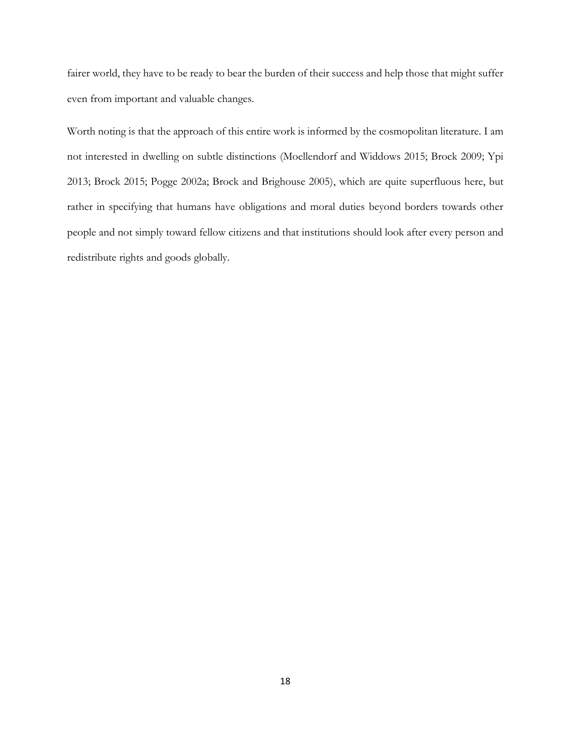fairer world, they have to be ready to bear the burden of their success and help those that might suffer even from important and valuable changes.

Worth noting is that the approach of this entire work is informed by the cosmopolitan literature. I am not interested in dwelling on subtle distinctions (Moellendorf and Widdows 2015; Brock 2009; Ypi 2013; Brock 2015; Pogge 2002a; Brock and Brighouse 2005), which are quite superfluous here, but rather in specifying that humans have obligations and moral duties beyond borders towards other people and not simply toward fellow citizens and that institutions should look after every person and redistribute rights and goods globally.